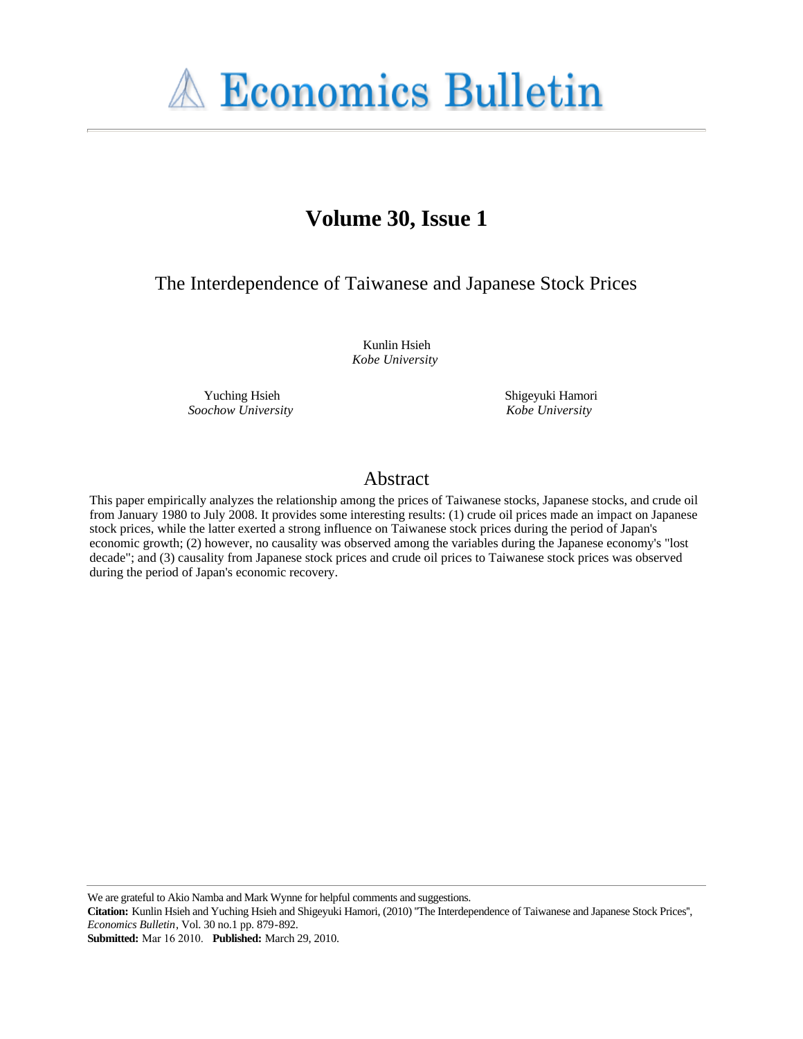# Economics Bulletin

## Volume 30, Issue 1

## The Interdependence of Taiwanese and Japanese Stock Prices

Kunlin Hsieh
*Kobe University*

Yuching Hsieh
*Soochow University*

Shigeyuki Hamori
*Kobe University*

## Abstract

This paper empirically analyzes the relationship among the prices of Taiwanese stocks, Japanese stocks, and crude oil from January 1980 to July 2008. It provides some interesting results: (1) crude oil prices made an impact on Japanese stock prices, while the latter exerted a strong influence on Taiwanese stock prices during the period of Japan's economic growth; (2) however, no causality was observed among the variables during the Japanese economy's "lost decade"; and (3) causality from Japanese stock prices and crude oil prices to Taiwanese stock prices was observed during the period of Japan's economic recovery.

---

We are grateful to Akio Namba and Mark Wynne for helpful comments and suggestions.
**Citation:** Kunlin Hsieh and Yuching Hsieh and Shigeyuki Hamori, (2010) ''The Interdependence of Taiwanese and Japanese Stock Prices'', *Economics Bulletin*, Vol. 30 no.1 pp. 879-892.
**Submitted:** Mar 16 2010. **Published:** March 29, 2010.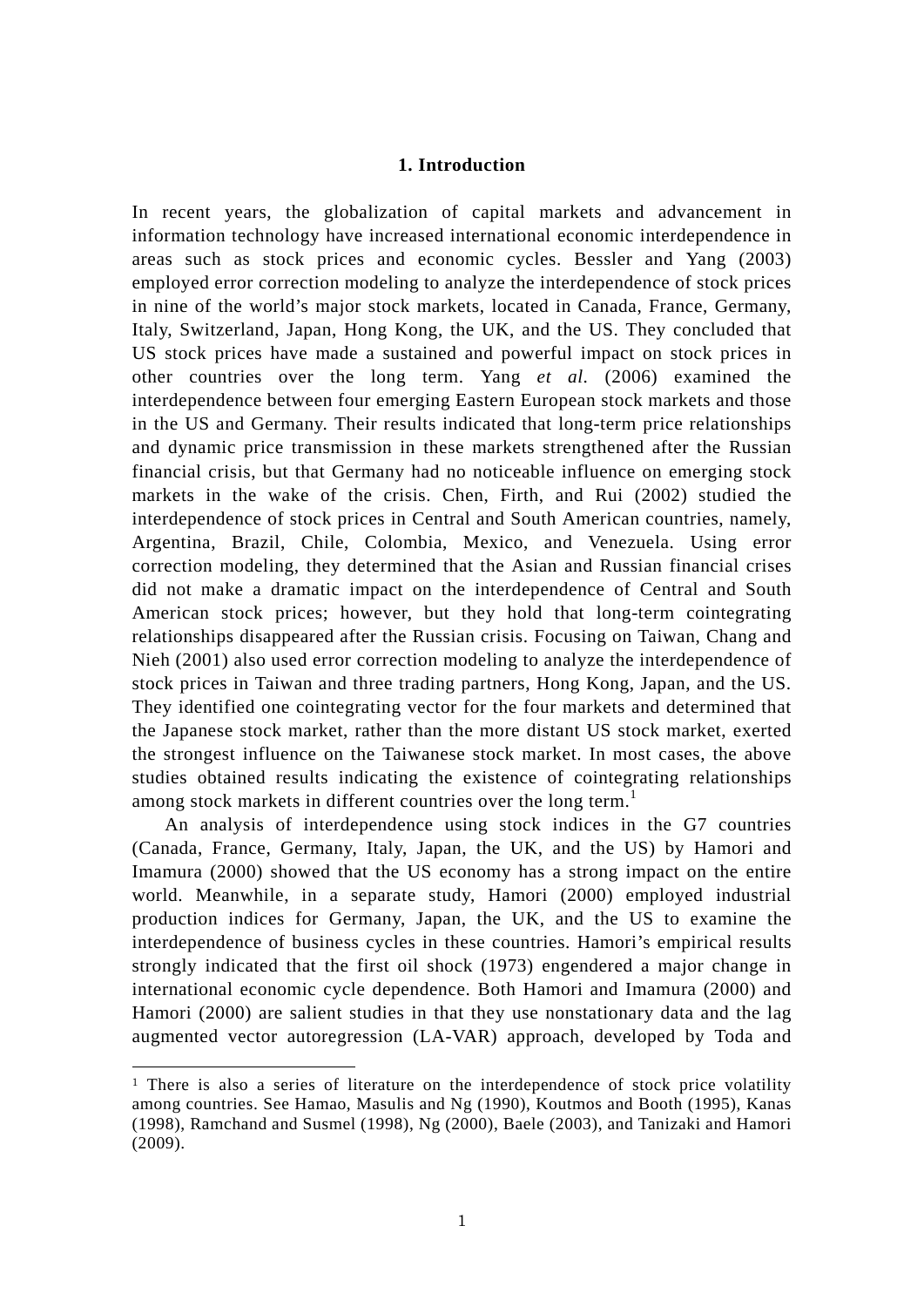## 1. Introduction

In recent years, the globalization of capital markets and advancement in information technology have increased international economic interdependence in areas such as stock prices and economic cycles. Bessler and Yang (2003) employed error correction modeling to analyze the interdependence of stock prices in nine of the world's major stock markets, located in Canada, France, Germany, Italy, Switzerland, Japan, Hong Kong, the UK, and the US. They concluded that US stock prices have made a sustained and powerful impact on stock prices in other countries over the long term. Yang *et al*. (2006) examined the interdependence between four emerging Eastern European stock markets and those in the US and Germany. Their results indicated that long-term price relationships and dynamic price transmission in these markets strengthened after the Russian financial crisis, but that Germany had no noticeable influence on emerging stock markets in the wake of the crisis. Chen, Firth, and Rui (2002) studied the interdependence of stock prices in Central and South American countries, namely, Argentina, Brazil, Chile, Colombia, Mexico, and Venezuela. Using error correction modeling, they determined that the Asian and Russian financial crises did not make a dramatic impact on the interdependence of Central and South American stock prices; however, but they hold that long-term cointegrating relationships disappeared after the Russian crisis. Focusing on Taiwan, Chang and Nieh (2001) also used error correction modeling to analyze the interdependence of stock prices in Taiwan and three trading partners, Hong Kong, Japan, and the US. They identified one cointegrating vector for the four markets and determined that the Japanese stock market, rather than the more distant US stock market, exerted the strongest influence on the Taiwanese stock market. In most cases, the above studies obtained results indicating the existence of cointegrating relationships among stock markets in different countries over the long term.[1]

An analysis of interdependence using stock indices in the G7 countries (Canada, France, Germany, Italy, Japan, the UK, and the US) by Hamori and Imamura (2000) showed that the US economy has a strong impact on the entire world. Meanwhile, in a separate study, Hamori (2000) employed industrial production indices for Germany, Japan, the UK, and the US to examine the interdependence of business cycles in these countries. Hamori's empirical results strongly indicated that the first oil shock (1973) engendered a major change in international economic cycle dependence. Both Hamori and Imamura (2000) and Hamori (2000) are salient studies in that they use nonstationary data and the lag augmented vector autoregression (LA-VAR) approach, developed by Toda and

[1] There is also a series of literature on the interdependence of stock price volatility among countries. See Hamao, Masulis and Ng (1990), Koutmos and Booth (1995), Kanas (1998), Ramchand and Susmel (1998), Ng (2000), Baele (2003), and Tanizaki and Hamori (2009).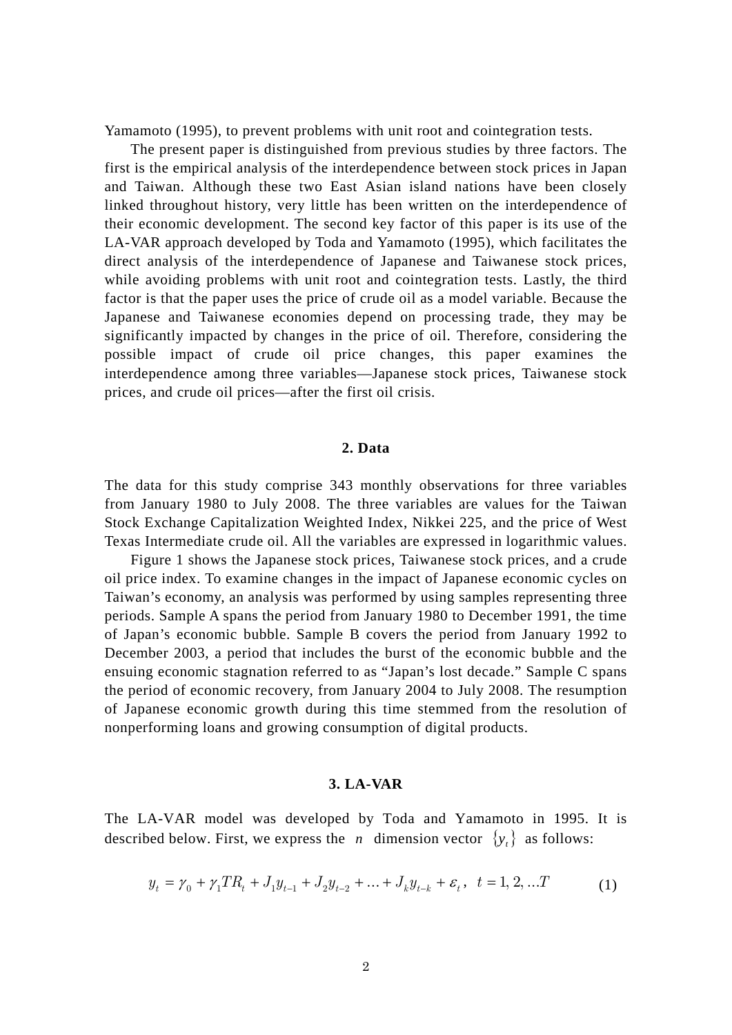Yamamoto (1995), to prevent problems with unit root and cointegration tests.

The present paper is distinguished from previous studies by three factors. The first is the empirical analysis of the interdependence between stock prices in Japan and Taiwan. Although these two East Asian island nations have been closely linked throughout history, very little has been written on the interdependence of their economic development. The second key factor of this paper is its use of the LA-VAR approach developed by Toda and Yamamoto (1995), which facilitates the direct analysis of the interdependence of Japanese and Taiwanese stock prices, while avoiding problems with unit root and cointegration tests. Lastly, the third factor is that the paper uses the price of crude oil as a model variable. Because the Japanese and Taiwanese economies depend on processing trade, they may be significantly impacted by changes in the price of oil. Therefore, considering the possible impact of crude oil price changes, this paper examines the interdependence among three variables—Japanese stock prices, Taiwanese stock prices, and crude oil prices—after the first oil crisis.

## 2. Data

The data for this study comprise 343 monthly observations for three variables from January 1980 to July 2008. The three variables are values for the Taiwan Stock Exchange Capitalization Weighted Index, Nikkei 225, and the price of West Texas Intermediate crude oil. All the variables are expressed in logarithmic values.

Figure 1 shows the Japanese stock prices, Taiwanese stock prices, and a crude oil price index. To examine changes in the impact of Japanese economic cycles on Taiwan's economy, an analysis was performed by using samples representing three periods. Sample A spans the period from January 1980 to December 1991, the time of Japan's economic bubble. Sample B covers the period from January 1992 to December 2003, a period that includes the burst of the economic bubble and the ensuing economic stagnation referred to as "Japan's lost decade." Sample C spans the period of economic recovery, from January 2004 to July 2008. The resumption of Japanese economic growth during this time stemmed from the resolution of nonperforming loans and growing consumption of digital products.

## 3. LA-VAR

The LA-VAR model was developed by Toda and Yamamoto in 1995. It is described below. First, we express the $n$ dimension vector $\{y_t\}$ as follows:

$$y_t = \gamma_0 + \gamma_1 TR_t + J_1 y_{t-1} + J_2 y_{t-2} + \ldots + J_k y_{t-k} + \varepsilon_t, \quad t = 1, 2, \ldots T \tag{1}$$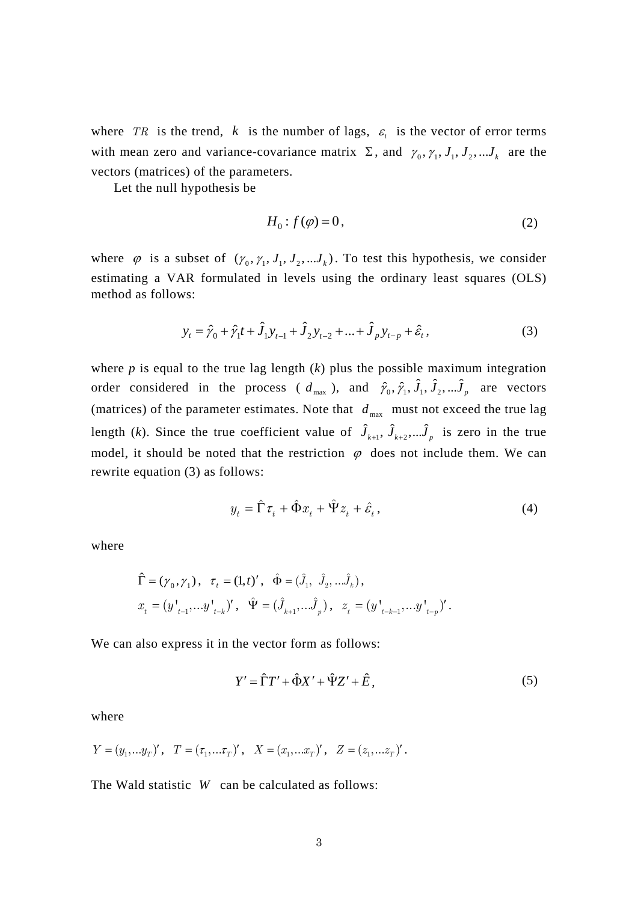where $TR$ is the trend, $k$ is the number of lags, $\varepsilon_t$ is the vector of error terms with mean zero and variance-covariance matrix $\Sigma$, and $\gamma_0, \gamma_1, J_1, J_2, ...J_k$ are the vectors (matrices) of the parameters.

Let the null hypothesis be

$$H_0 : f(\varphi) = 0\,, \tag{2}$$

where $\varphi$ is a subset of $(\gamma_0, \gamma_1, J_1, J_2, ...J_k)$. To test this hypothesis, we consider estimating a VAR formulated in levels using the ordinary least squares (OLS) method as follows:

$$y_t = \hat{\gamma}_0 + \hat{\gamma}_1 t + \hat{J}_1 y_{t-1} + \hat{J}_2 y_{t-2} + ... + \hat{J}_p y_{t-p} + \hat{\varepsilon}_t\,, \tag{3}$$

where *p* is equal to the true lag length (*k*) plus the possible maximum integration order considered in the process ( $d_{\max}$ ), and $\hat{\gamma}_0, \hat{\gamma}_1, \hat{J}_1, \hat{J}_2, ...\hat{J}_p$ are vectors (matrices) of the parameter estimates. Note that $d_{\max}$ must not exceed the true lag length (*k*). Since the true coefficient value of $\hat{J}_{k+1}, \hat{J}_{k+2}, ...\hat{J}_p$ is zero in the true model, it should be noted that the restriction $\varphi$ does not include them. We can rewrite equation (3) as follows:

$$y_t = \hat{\Gamma}\tau_t + \hat{\Phi}x_t + \hat{\Psi}z_t + \hat{\varepsilon}_t\,, \tag{4}$$

where

$$\hat{\Gamma} = (\gamma_0, \gamma_1)\,,\quad \tau_t = (1, t)'\,,\quad \hat{\Phi} = (\hat{J}_1,\ \hat{J}_2, ...\hat{J}_k)\,,$$
$$x_t = (y'_{t-1}, ...y'_{t-k})'\,,\quad \hat{\Psi} = (\hat{J}_{k+1}, ...\hat{J}_p)\,,\quad z_t = (y'_{t-k-1}, ...y'_{t-p})'\,.$$

We can also express it in the vector form as follows:

$$Y' = \hat{\Gamma}T' + \hat{\Phi}X' + \hat{\Psi}Z' + \hat{E}\,, \tag{5}$$

where

$$Y = (y_1, ...y_T)'\,,\quad T = (\tau_1, ...\tau_T)'\,,\quad X = (x_1, ...x_T)'\,,\quad Z = (z_1, ...z_T)'\,.$$

The Wald statistic $W$ can be calculated as follows: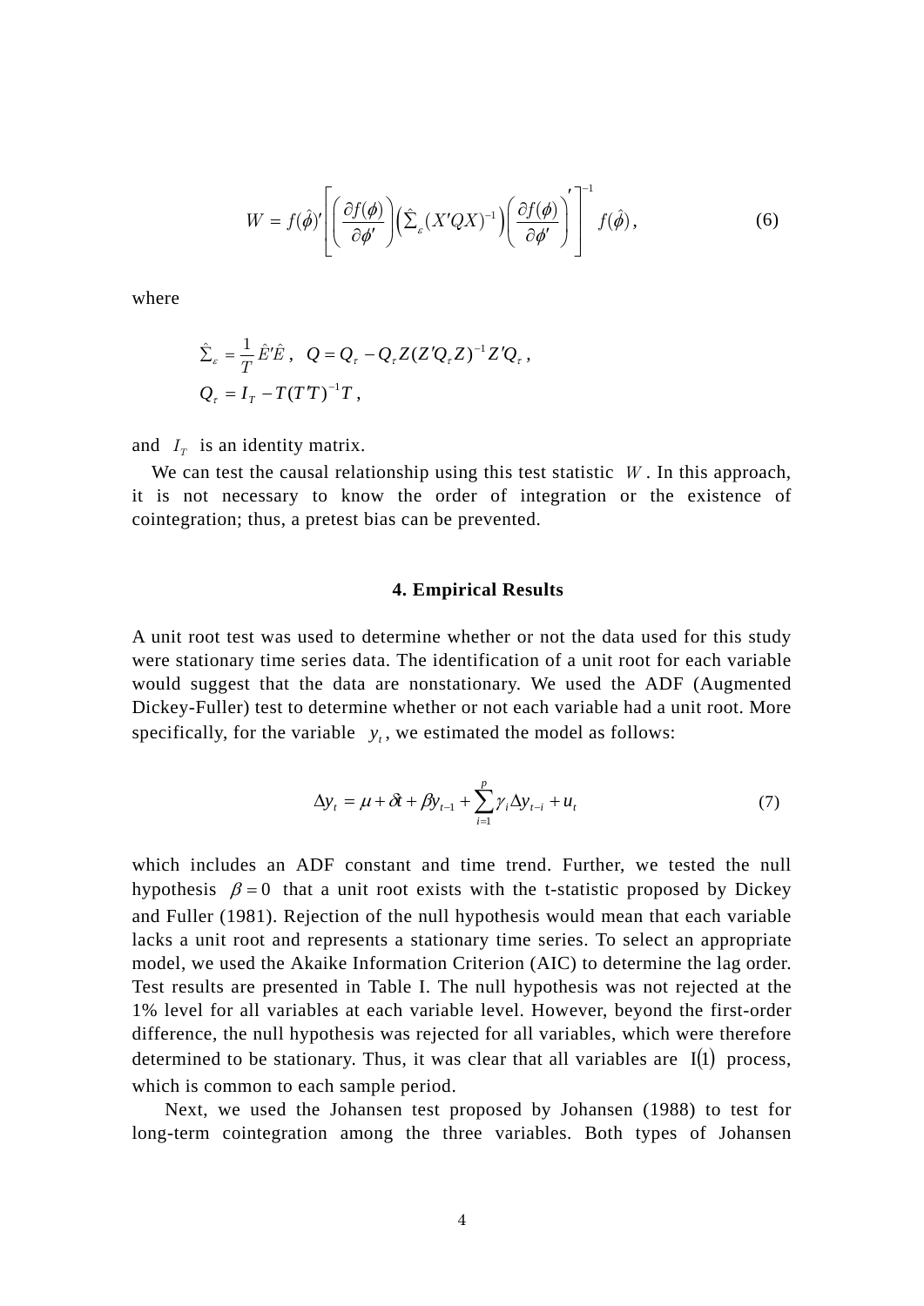$$W = f(\hat{\phi})' \left[ \left( \frac{\partial f(\phi)}{\partial \phi'} \right) \left( \hat{\Sigma}_{\varepsilon} (X'QX)^{-1} \right) \left( \frac{\partial f(\phi)}{\partial \phi'} \right)' \right]^{-1} f(\hat{\phi}) , \tag{6}$$

where

$$\hat{\Sigma}_{\varepsilon} = \frac{1}{T} \hat{E}'\hat{E} , \quad Q = Q_{\tau} - Q_{\tau} Z (Z' Q_{\tau} Z)^{-1} Z' Q_{\tau} ,$$
$$Q_{\tau} = I_T - T(T'T)^{-1} T ,$$

and $I_T$ is an identity matrix.

We can test the causal relationship using this test statistic $W$. In this approach, it is not necessary to know the order of integration or the existence of cointegration; thus, a pretest bias can be prevented.

### 4. Empirical Results

A unit root test was used to determine whether or not the data used for this study were stationary time series data. The identification of a unit root for each variable would suggest that the data are nonstationary. We used the ADF (Augmented Dickey-Fuller) test to determine whether or not each variable had a unit root. More specifically, for the variable $y_t$, we estimated the model as follows:

$$\Delta y_t = \mu + \delta t + \beta y_{t-1} + \sum_{i=1}^{p} \gamma_i \Delta y_{t-i} + u_t \tag{7}$$

which includes an ADF constant and time trend. Further, we tested the null hypothesis $\beta = 0$ that a unit root exists with the t-statistic proposed by Dickey and Fuller (1981). Rejection of the null hypothesis would mean that each variable lacks a unit root and represents a stationary time series. To select an appropriate model, we used the Akaike Information Criterion (AIC) to determine the lag order. Test results are presented in Table I. The null hypothesis was not rejected at the 1% level for all variables at each variable level. However, beyond the first-order difference, the null hypothesis was rejected for all variables, which were therefore determined to be stationary. Thus, it was clear that all variables are $\mathrm{I}(1)$ process, which is common to each sample period.

Next, we used the Johansen test proposed by Johansen (1988) to test for long-term cointegration among the three variables. Both types of Johansen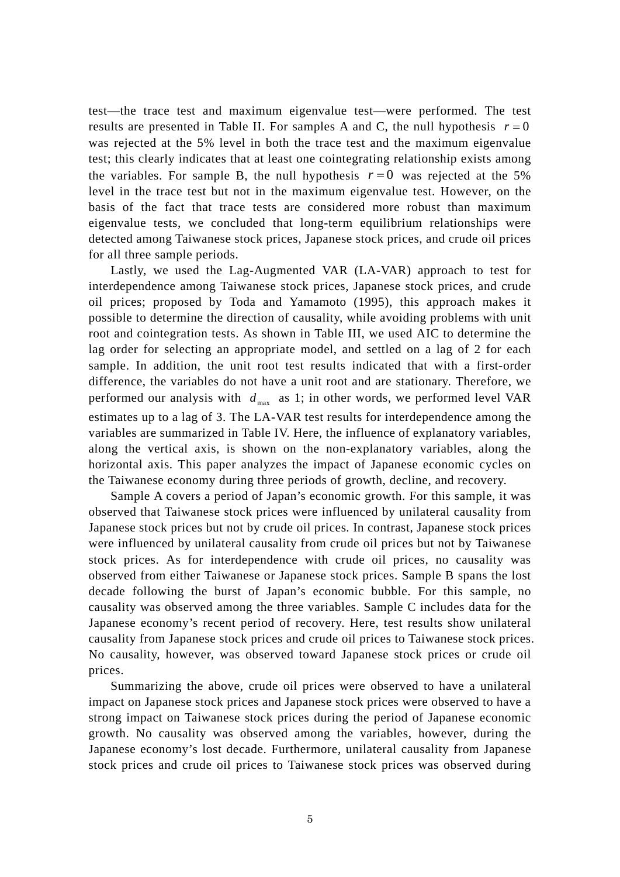test—the trace test and maximum eigenvalue test—were performed. The test results are presented in Table II. For samples A and C, the null hypothesis $r = 0$ was rejected at the 5% level in both the trace test and the maximum eigenvalue test; this clearly indicates that at least one cointegrating relationship exists among the variables. For sample B, the null hypothesis $r = 0$ was rejected at the 5% level in the trace test but not in the maximum eigenvalue test. However, on the basis of the fact that trace tests are considered more robust than maximum eigenvalue tests, we concluded that long-term equilibrium relationships were detected among Taiwanese stock prices, Japanese stock prices, and crude oil prices for all three sample periods.

Lastly, we used the Lag-Augmented VAR (LA-VAR) approach to test for interdependence among Taiwanese stock prices, Japanese stock prices, and crude oil prices; proposed by Toda and Yamamoto (1995), this approach makes it possible to determine the direction of causality, while avoiding problems with unit root and cointegration tests. As shown in Table III, we used AIC to determine the lag order for selecting an appropriate model, and settled on a lag of 2 for each sample. In addition, the unit root test results indicated that with a first-order difference, the variables do not have a unit root and are stationary. Therefore, we performed our analysis with $d_{\max}$ as 1; in other words, we performed level VAR estimates up to a lag of 3. The LA-VAR test results for interdependence among the variables are summarized in Table IV. Here, the influence of explanatory variables, along the vertical axis, is shown on the non-explanatory variables, along the horizontal axis. This paper analyzes the impact of Japanese economic cycles on the Taiwanese economy during three periods of growth, decline, and recovery.

Sample A covers a period of Japan's economic growth. For this sample, it was observed that Taiwanese stock prices were influenced by unilateral causality from Japanese stock prices but not by crude oil prices. In contrast, Japanese stock prices were influenced by unilateral causality from crude oil prices but not by Taiwanese stock prices. As for interdependence with crude oil prices, no causality was observed from either Taiwanese or Japanese stock prices. Sample B spans the lost decade following the burst of Japan's economic bubble. For this sample, no causality was observed among the three variables. Sample C includes data for the Japanese economy's recent period of recovery. Here, test results show unilateral causality from Japanese stock prices and crude oil prices to Taiwanese stock prices. No causality, however, was observed toward Japanese stock prices or crude oil prices.

Summarizing the above, crude oil prices were observed to have a unilateral impact on Japanese stock prices and Japanese stock prices were observed to have a strong impact on Taiwanese stock prices during the period of Japanese economic growth. No causality was observed among the variables, however, during the Japanese economy's lost decade. Furthermore, unilateral causality from Japanese stock prices and crude oil prices to Taiwanese stock prices was observed during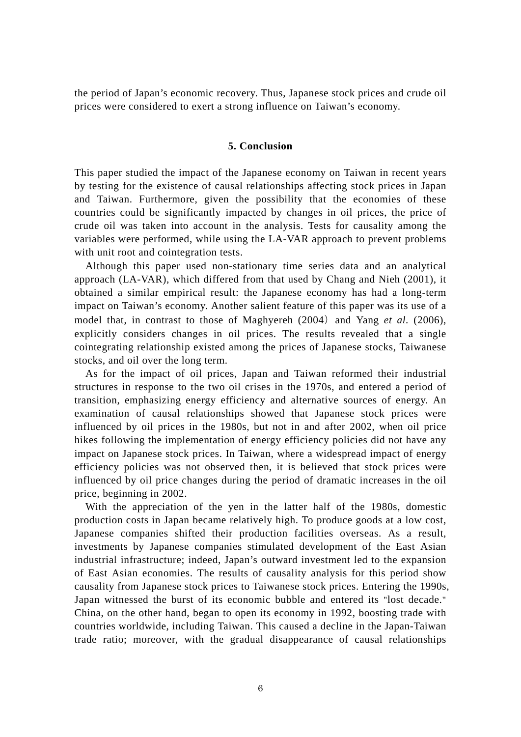the period of Japan’s economic recovery. Thus, Japanese stock prices and crude oil prices were considered to exert a strong influence on Taiwan’s economy.

## 5. Conclusion

This paper studied the impact of the Japanese economy on Taiwan in recent years by testing for the existence of causal relationships affecting stock prices in Japan and Taiwan. Furthermore, given the possibility that the economies of these countries could be significantly impacted by changes in oil prices, the price of crude oil was taken into account in the analysis. Tests for causality among the variables were performed, while using the LA-VAR approach to prevent problems with unit root and cointegration tests.

Although this paper used non-stationary time series data and an analytical approach (LA-VAR), which differed from that used by Chang and Nieh (2001), it obtained a similar empirical result: the Japanese economy has had a long-term impact on Taiwan’s economy. Another salient feature of this paper was its use of a model that, in contrast to those of Maghyereh (2004) and Yang *et al*. (2006), explicitly considers changes in oil prices. The results revealed that a single cointegrating relationship existed among the prices of Japanese stocks, Taiwanese stocks, and oil over the long term.

As for the impact of oil prices, Japan and Taiwan reformed their industrial structures in response to the two oil crises in the 1970s, and entered a period of transition, emphasizing energy efficiency and alternative sources of energy. An examination of causal relationships showed that Japanese stock prices were influenced by oil prices in the 1980s, but not in and after 2002, when oil price hikes following the implementation of energy efficiency policies did not have any impact on Japanese stock prices. In Taiwan, where a widespread impact of energy efficiency policies was not observed then, it is believed that stock prices were influenced by oil price changes during the period of dramatic increases in the oil price, beginning in 2002.

With the appreciation of the yen in the latter half of the 1980s, domestic production costs in Japan became relatively high. To produce goods at a low cost, Japanese companies shifted their production facilities overseas. As a result, investments by Japanese companies stimulated development of the East Asian industrial infrastructure; indeed, Japan’s outward investment led to the expansion of East Asian economies. The results of causality analysis for this period show causality from Japanese stock prices to Taiwanese stock prices. Entering the 1990s, Japan witnessed the burst of its economic bubble and entered its "lost decade." China, on the other hand, began to open its economy in 1992, boosting trade with countries worldwide, including Taiwan. This caused a decline in the Japan-Taiwan trade ratio; moreover, with the gradual disappearance of causal relationships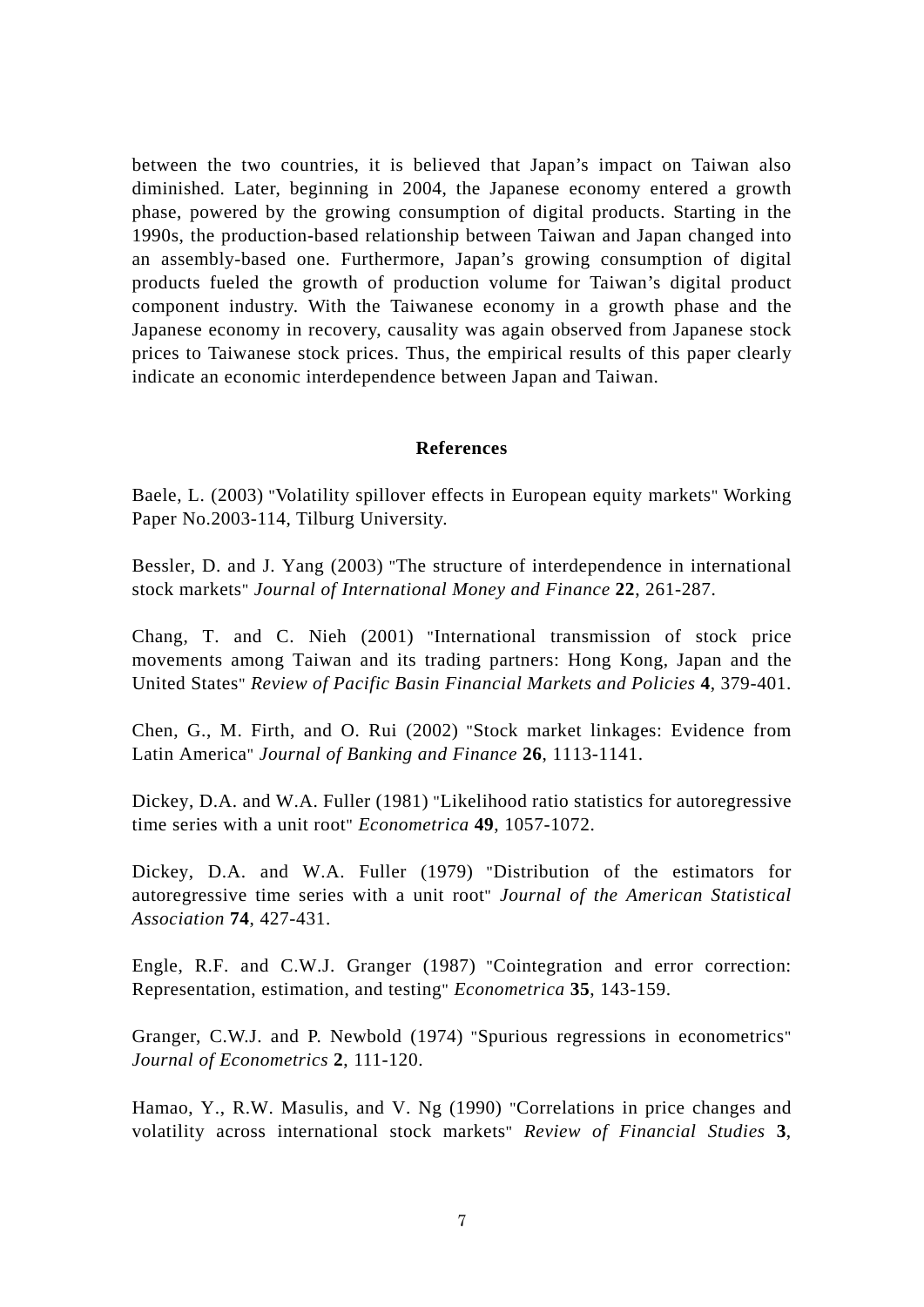between the two countries, it is believed that Japan’s impact on Taiwan also diminished. Later, beginning in 2004, the Japanese economy entered a growth phase, powered by the growing consumption of digital products. Starting in the 1990s, the production-based relationship between Taiwan and Japan changed into an assembly-based one. Furthermore, Japan’s growing consumption of digital products fueled the growth of production volume for Taiwan’s digital product component industry. With the Taiwanese economy in a growth phase and the Japanese economy in recovery, causality was again observed from Japanese stock prices to Taiwanese stock prices. Thus, the empirical results of this paper clearly indicate an economic interdependence between Japan and Taiwan.

## References

Baele, L. (2003) "Volatility spillover effects in European equity markets" Working Paper No.2003-114, Tilburg University.

Bessler, D. and J. Yang (2003) "The structure of interdependence in international stock markets" *Journal of International Money and Finance* **22**, 261-287.

Chang, T. and C. Nieh (2001) "International transmission of stock price movements among Taiwan and its trading partners: Hong Kong, Japan and the United States" *Review of Pacific Basin Financial Markets and Policies* **4**, 379-401.

Chen, G., M. Firth, and O. Rui (2002) "Stock market linkages: Evidence from Latin America" *Journal of Banking and Finance* **26**, 1113-1141.

Dickey, D.A. and W.A. Fuller (1981) "Likelihood ratio statistics for autoregressive time series with a unit root" *Econometrica* **49**, 1057-1072.

Dickey, D.A. and W.A. Fuller (1979) "Distribution of the estimators for autoregressive time series with a unit root" *Journal of the American Statistical Association* **74**, 427-431.

Engle, R.F. and C.W.J. Granger (1987) "Cointegration and error correction: Representation, estimation, and testing" *Econometrica* **35**, 143-159.

Granger, C.W.J. and P. Newbold (1974) "Spurious regressions in econometrics" *Journal of Econometrics* **2**, 111-120.

Hamao, Y., R.W. Masulis, and V. Ng (1990) "Correlations in price changes and volatility across international stock markets" *Review of Financial Studies* **3**,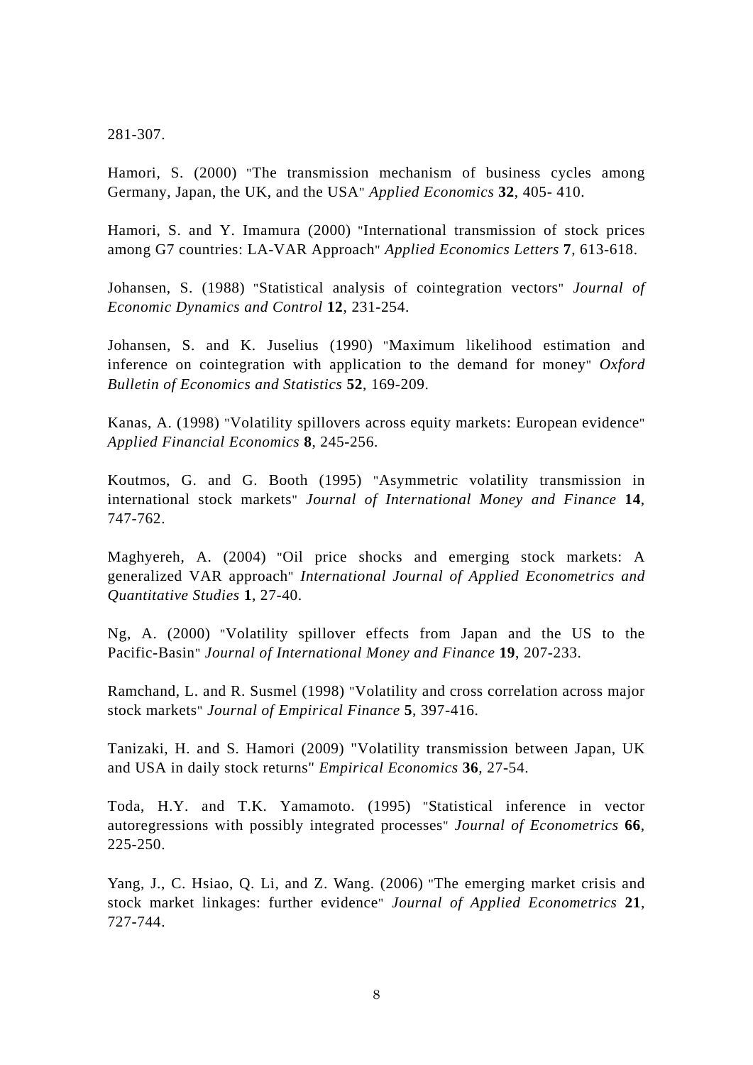281-307.

Hamori, S. (2000) "The transmission mechanism of business cycles among Germany, Japan, the UK, and the USA" *Applied Economics* **32**, 405- 410.

Hamori, S. and Y. Imamura (2000) "International transmission of stock prices among G7 countries: LA-VAR Approach" *Applied Economics Letters* **7**, 613-618.

Johansen, S. (1988) "Statistical analysis of cointegration vectors" *Journal of Economic Dynamics and Control* **12**, 231-254.

Johansen, S. and K. Juselius (1990) "Maximum likelihood estimation and inference on cointegration with application to the demand for money" *Oxford Bulletin of Economics and Statistics* **52**, 169-209.

Kanas, A. (1998) "Volatility spillovers across equity markets: European evidence" *Applied Financial Economics* **8**, 245-256.

Koutmos, G. and G. Booth (1995) "Asymmetric volatility transmission in international stock markets" *Journal of International Money and Finance* **14**, 747-762.

Maghyereh, A. (2004) "Oil price shocks and emerging stock markets: A generalized VAR approach" *International Journal of Applied Econometrics and Quantitative Studies* **1**, 27-40.

Ng, A. (2000) "Volatility spillover effects from Japan and the US to the Pacific-Basin" *Journal of International Money and Finance* **19**, 207-233.

Ramchand, L. and R. Susmel (1998) "Volatility and cross correlation across major stock markets" *Journal of Empirical Finance* **5**, 397-416.

Tanizaki, H. and S. Hamori (2009) "Volatility transmission between Japan, UK and USA in daily stock returns" *Empirical Economics* **36**, 27-54.

Toda, H.Y. and T.K. Yamamoto. (1995) "Statistical inference in vector autoregressions with possibly integrated processes" *Journal of Econometrics* **66**, 225-250.

Yang, J., C. Hsiao, Q. Li, and Z. Wang. (2006) "The emerging market crisis and stock market linkages: further evidence" *Journal of Applied Econometrics* **21**, 727-744.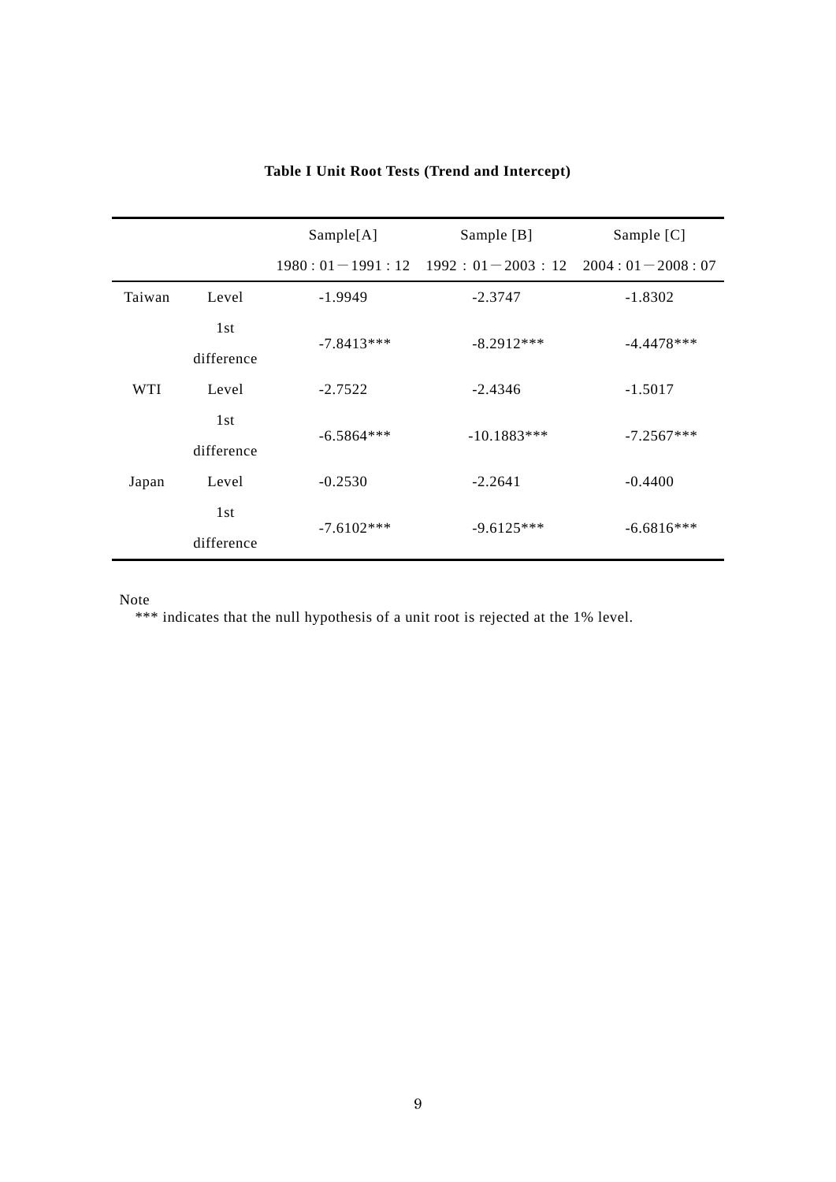**Table I Unit Root Tests (Trend and Intercept)**

| | | Sample[A] | Sample [B] | Sample [C] |
|---|---|---|---|---|
| | | 1980 : 01－1991 : 12 | 1992 ： 01－2003 ： 12 | 2004 : 01－2008 : 07 |
| Taiwan | Level | -1.9949 | -2.3747 | -1.8302 |
| | 1st difference | -7.8413*** | -8.2912*** | -4.4478*** |
| WTI | Level | -2.7522 | -2.4346 | -1.5017 |
| | 1st difference | -6.5864*** | -10.1883*** | -7.2567*** |
| Japan | Level | -0.2530 | -2.2641 | -0.4400 |
| | 1st difference | -7.6102*** | -9.6125*** | -6.6816*** |

Note

*** indicates that the null hypothesis of a unit root is rejected at the 1% level.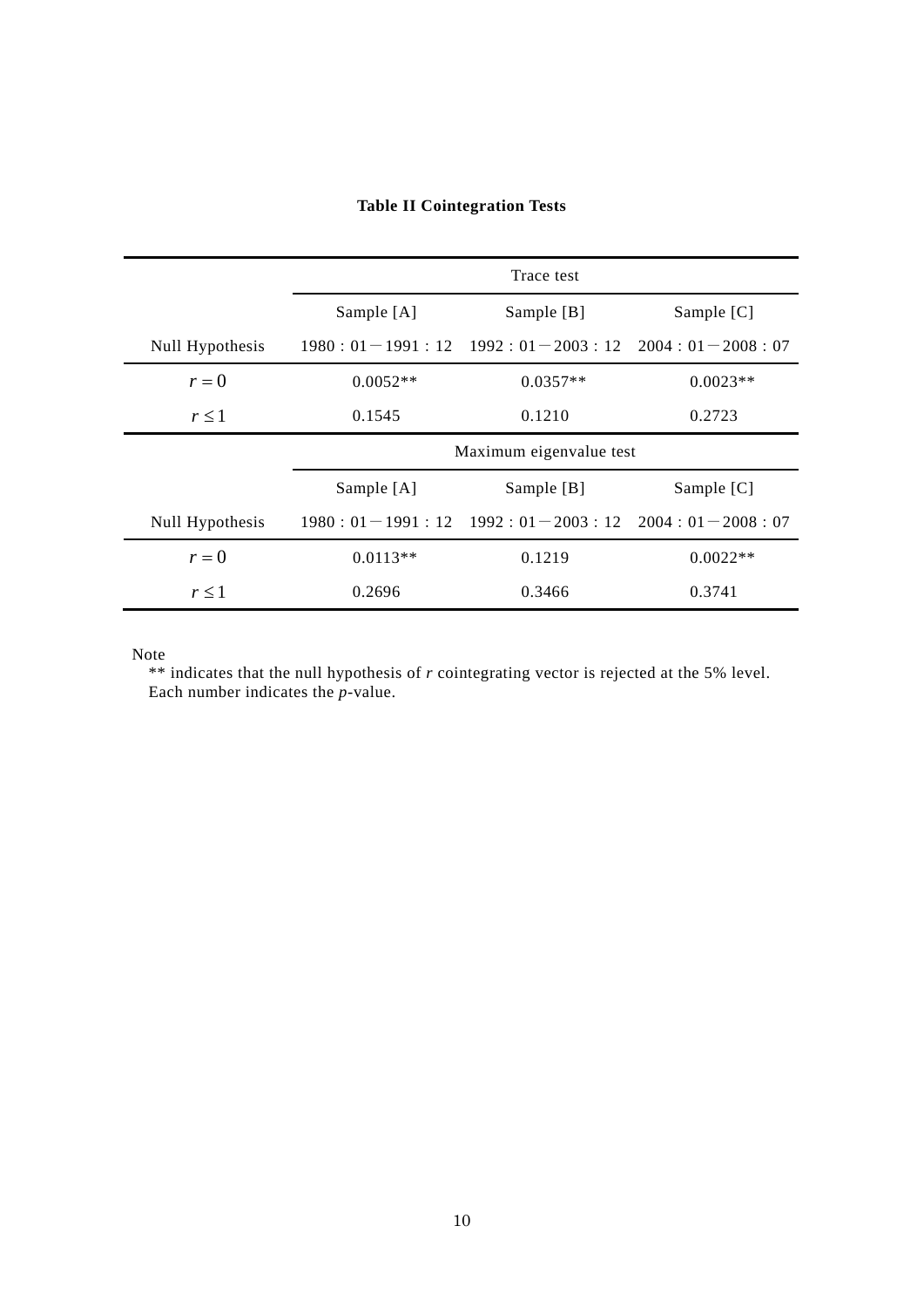**Table II Cointegration Tests**

| | Trace test | | |
|---|---|---|---|
| | Sample [A] | Sample [B] | Sample [C] |
| Null Hypothesis | 1980：01－1991：12 | 1992：01－2003：12 | 2004：01－2008：07 |
| $r = 0$ | 0.0052** | 0.0357** | 0.0023** |
| $r \leq 1$ | 0.1545 | 0.1210 | 0.2723 |
| | **Maximum eigenvalue test** | | |
| | Sample [A] | Sample [B] | Sample [C] |
| Null Hypothesis | 1980：01－1991：12 | 1992：01－2003：12 | 2004：01－2008：07 |
| $r = 0$ | 0.0113** | 0.1219 | 0.0022** |
| $r \leq 1$ | 0.2696 | 0.3466 | 0.3741 |

Note

** indicates that the null hypothesis of *r* cointegrating vector is rejected at the 5% level.
Each number indicates the *p*-value.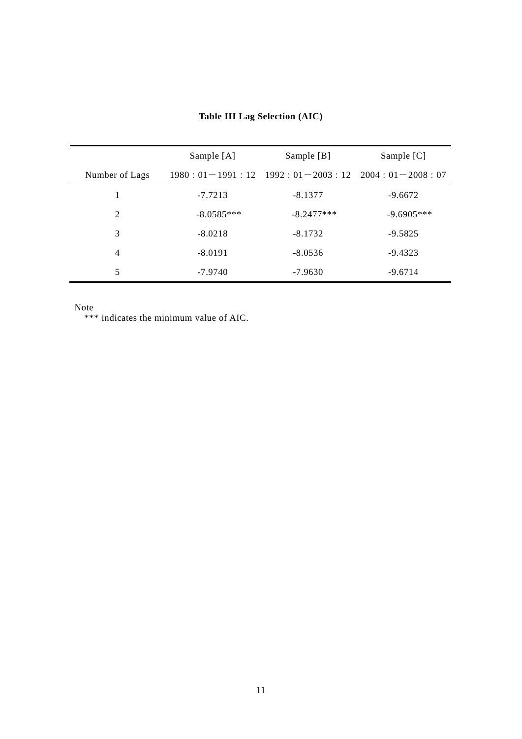**Table III Lag Selection (AIC)**

| | Sample [A] | Sample [B] | Sample [C] |
|---|---|---|---|
| Number of Lags | 1980：01－1991：12 | 1992：01－2003：12 | 2004：01－2008：07 |
| 1 | -7.7213 | -8.1377 | -9.6672 |
| 2 | -8.0585*** | -8.2477*** | -9.6905*** |
| 3 | -8.0218 | -8.1732 | -9.5825 |
| 4 | -8.0191 | -8.0536 | -9.4323 |
| 5 | -7.9740 | -7.9630 | -9.6714 |

Note
*** indicates the minimum value of AIC.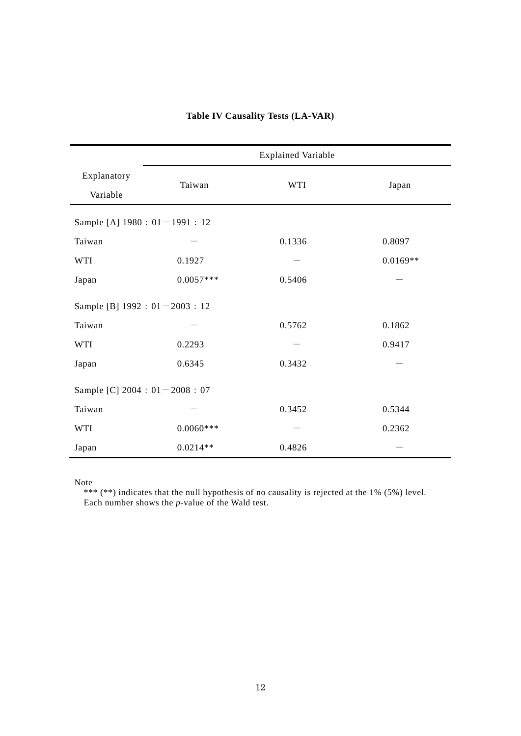**Table IV Causality Tests (LA-VAR)**

| Explanatory Variable | Explained Variable | | |
|---|---|---|---|
| | Taiwan | WTI | Japan |
| Sample [A] 1980：01－1991：12 | | | |
| Taiwan | － | 0.1336 | 0.8097 |
| WTI | 0.1927 | － | 0.0169** |
| Japan | 0.0057*** | 0.5406 | － |
| Sample [B] 1992：01－2003：12 | | | |
| Taiwan | － | 0.5762 | 0.1862 |
| WTI | 0.2293 | － | 0.9417 |
| Japan | 0.6345 | 0.3432 | － |
| Sample [C] 2004：01－2008：07 | | | |
| Taiwan | － | 0.3452 | 0.5344 |
| WTI | 0.0060*** | － | 0.2362 |
| Japan | 0.0214** | 0.4826 | － |

Note

*** (**) indicates that the null hypothesis of no causality is rejected at the 1% (5%) level.
Each number shows the *p*-value of the Wald test.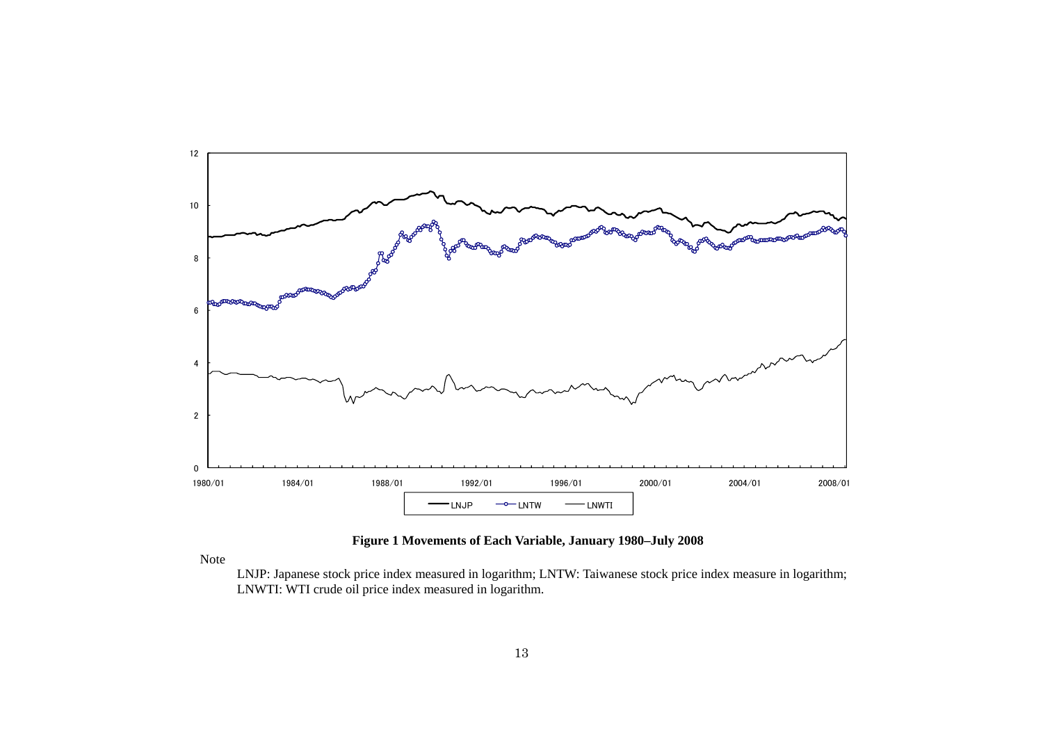12

10

8

6

4

2

0

1980/01 1984/01 1988/01 1992/01 1996/01 2000/01 2004/01 2008/01

LNJP LNTW LNWTI

**Figure 1 Movements of Each Variable, January 1980–July 2008**

Note

LNJP: Japanese stock price index measured in logarithm; LNTW: Taiwanese stock price index measure in logarithm; LNWTI: WTI crude oil price index measured in logarithm.